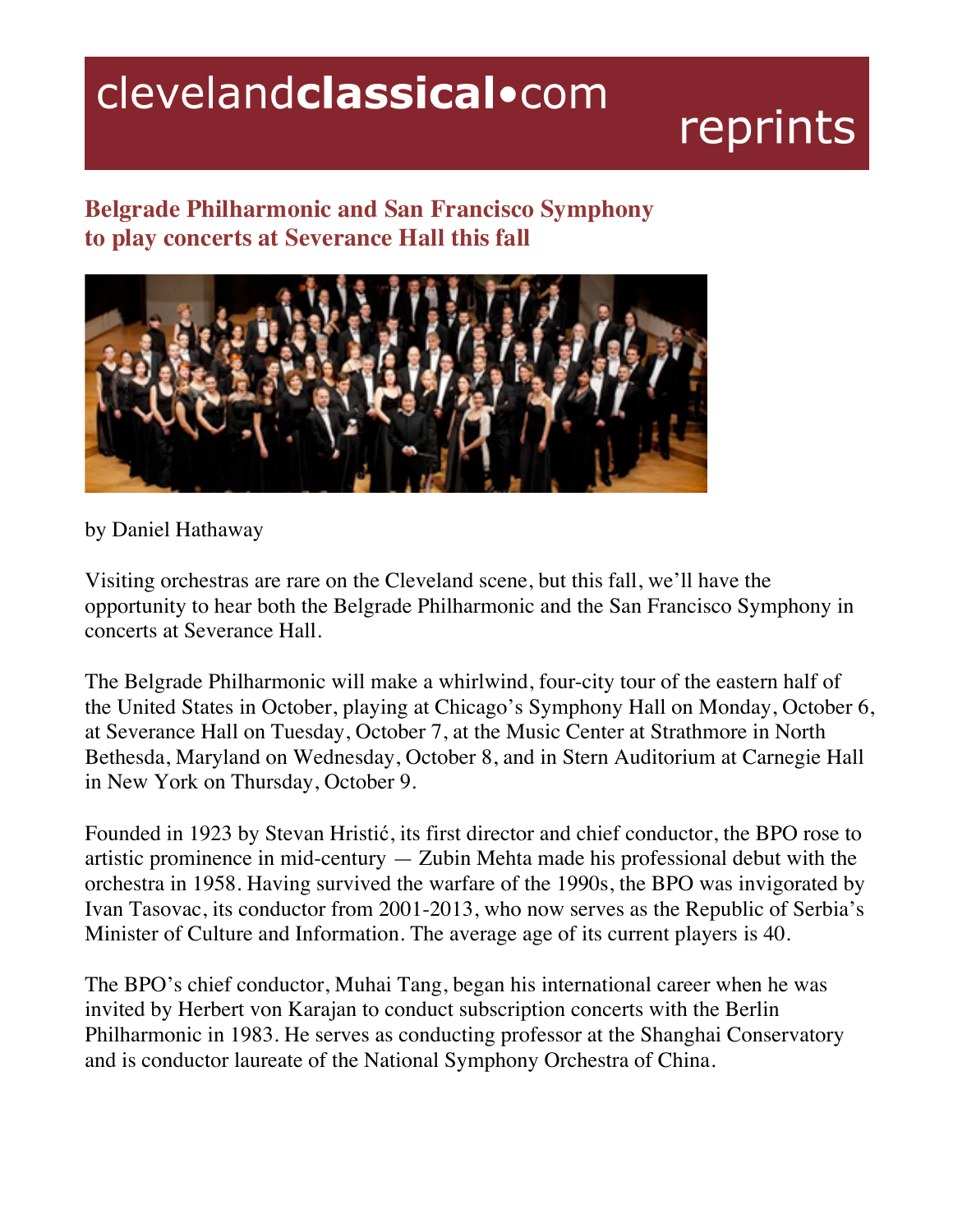clevelandclassical•com reprints

## Belgrade Philharmonic and San Francisco Symphony to play concerts at Severance Hall this fall

by Daniel Hathaway

Visiting orchestras are rare on the Cleveland scene, but this fall, we'll have the opportunity to hear both the Belgrade Philharmonic and the San Francisco Symphony in concerts at Severance Hall.

The Belgrade Philharmonic will make a whirlwind, four-city tour of the eastern half of the United States in October, playing at Chicago's Symphony Hall on Monday, October 6, at Severance Hall on Tuesday, October 7, at the Music Center at Strathmore in North Bethesda, Maryland on Wednesday, October 8, and in Stern Auditorium at Carnegie Hall in New York on Thursday, October 9.

Founded in 1923 by Stevan Hristić, its first director and chief conductor, the BPO rose to artistic prominence in mid-century — Zubin Mehta made his professional debut with the orchestra in 1958. Having survived the warfare of the 1990s, the BPO was invigorated by Ivan Tasovac, its conductor from 2001-2013, who now serves as the Republic of Serbia's Minister of Culture and Information. The average age of its current players is 40.

The BPO's chief conductor, Muhai Tang, began his international career when he was invited by Herbert von Karajan to conduct subscription concerts with the Berlin Philharmonic in 1983. He serves as conducting professor at the Shanghai Conservatory and is conductor laureate of the National Symphony Orchestra of China.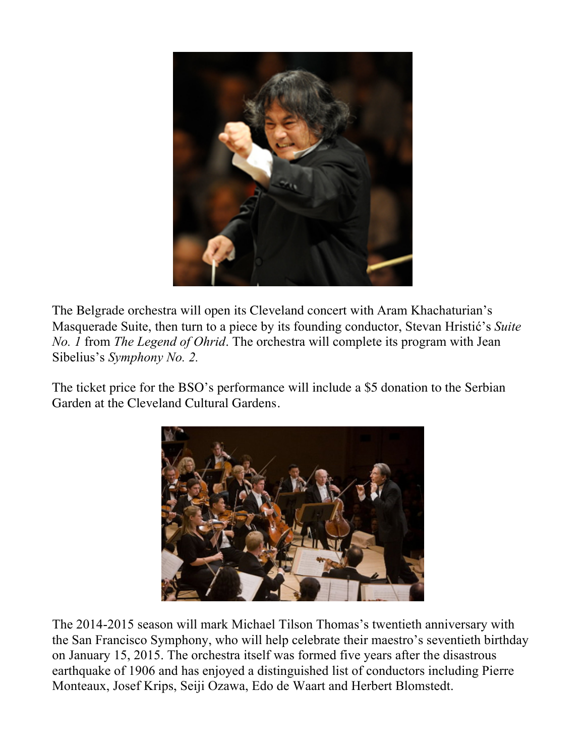The Belgrade orchestra will open its Cleveland concert with Aram Khachaturian's Masquerade Suite, then turn to a piece by its founding conductor, Stevan Hristić's *Suite No. 1* from *The Legend of Ohrid*. The orchestra will complete its program with Jean Sibelius's *Symphony No. 2.*

The ticket price for the BSO's performance will include a $5 donation to the Serbian Garden at the Cleveland Cultural Gardens.

The 2014-2015 season will mark Michael Tilson Thomas's twentieth anniversary with the San Francisco Symphony, who will help celebrate their maestro's seventieth birthday on January 15, 2015. The orchestra itself was formed five years after the disastrous earthquake of 1906 and has enjoyed a distinguished list of conductors including Pierre Monteaux, Josef Krips, Seiji Ozawa, Edo de Waart and Herbert Blomstedt.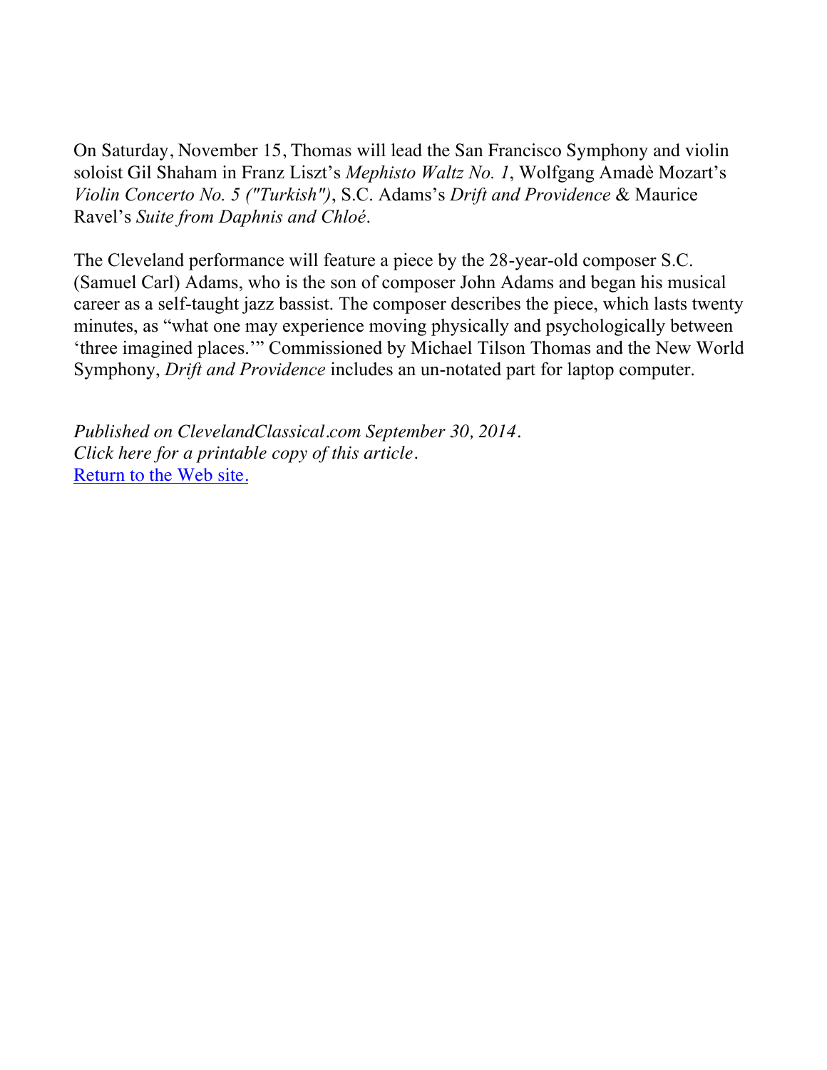On Saturday, November 15, Thomas will lead the San Francisco Symphony and violin soloist Gil Shaham in Franz Liszt's *Mephisto Waltz No. 1*, Wolfgang Amadè Mozart's *Violin Concerto No. 5 ("Turkish")*, S.C. Adams's *Drift and Providence* & Maurice Ravel's *Suite from Daphnis and Chloé*.

The Cleveland performance will feature a piece by the 28-year-old composer S.C. (Samuel Carl) Adams, who is the son of composer John Adams and began his musical career as a self-taught jazz bassist. The composer describes the piece, which lasts twenty minutes, as "what one may experience moving physically and psychologically between 'three imagined places.'" Commissioned by Michael Tilson Thomas and the New World Symphony, *Drift and Providence* includes an un-notated part for laptop computer.

*Published on ClevelandClassical.com September 30, 2014.*
*Click here for a printable copy of this article.*
Return to the Web site.